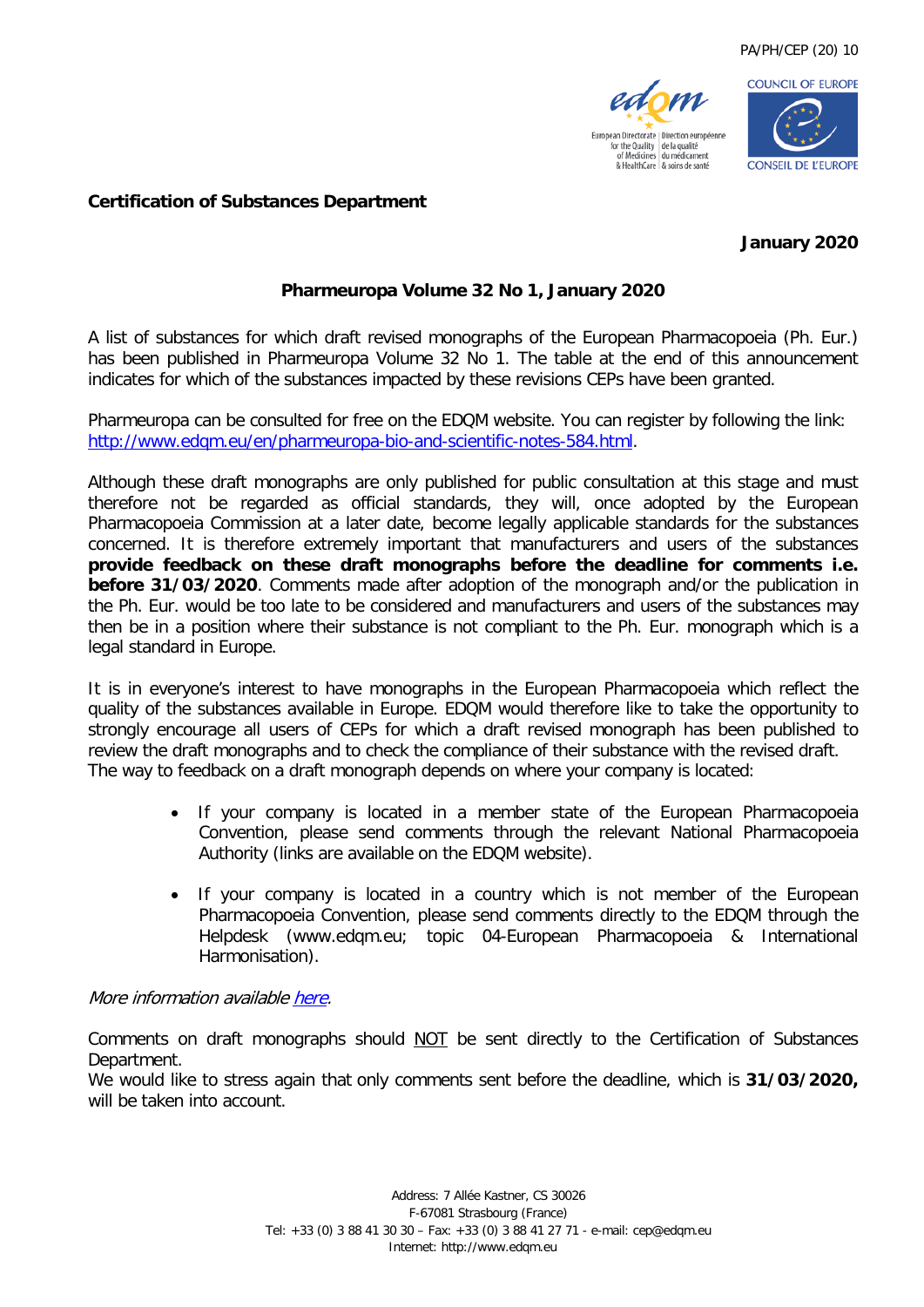PA/PH/CEP (20) 10

**Certification of Substances Department**

**January 2020**

**Pharmeuropa Volume 32 No 1, January 2020**

A list of substances for which draft revised monographs of the European Pharmacopoeia (Ph. Eur.) has been published in Pharmeuropa Volume 32 No 1. The table at the end of this announcement indicates for which of the substances impacted by these revisions CEPs have been granted.

Pharmeuropa can be consulted for free on the EDQM website. You can register by following the link: [http://www.edqm.eu/en/pharmeuropa-bio-and-scientific-notes-584.html](http://www.edqm.eu/en/pharmeuropa-bio-and-scientific-notes-584.html).

Although these draft monographs are only published for public consultation at this stage and must therefore not be regarded as official standards, they will, once adopted by the European Pharmacopoeia Commission at a later date, become legally applicable standards for the substances concerned. It is therefore extremely important that manufacturers and users of the substances **provide feedback on these draft monographs before the deadline for comments i.e. before 31/03/2020**. Comments made after adoption of the monograph and/or the publication in the Ph. Eur. would be too late to be considered and manufacturers and users of the substances may then be in a position where their substance is not compliant to the Ph. Eur. monograph which is a legal standard in Europe.

It is in everyone's interest to have monographs in the European Pharmacopoeia which reflect the quality of the substances available in Europe. EDQM would therefore like to take the opportunity to strongly encourage all users of CEPs for which a draft revised monograph has been published to review the draft monographs and to check the compliance of their substance with the revised draft. The way to feedback on a draft monograph depends on where your company is located:

- If your company is located in a member state of the European Pharmacopoeia Convention, please send comments through the relevant National Pharmacopoeia Authority (links are available on the EDQM website).
- If your company is located in a country which is not member of the European Pharmacopoeia Convention, please send comments directly to the EDQM through the Helpdesk (www.edqm.eu; topic 04-European Pharmacopoeia & International Harmonisation).

*More information available here.*

Comments on draft monographs should NOT be sent directly to the Certification of Substances Department.
We would like to stress again that only comments sent before the deadline, which is **31/03/2020,** will be taken into account.

Address: 7 Allée Kastner, CS 30026
F-67081 Strasbourg (France)
Tel: +33 (0) 3 88 41 30 30 – Fax: +33 (0) 3 88 41 27 71 - e-mail: cep@edqm.eu
Internet: http://www.edqm.eu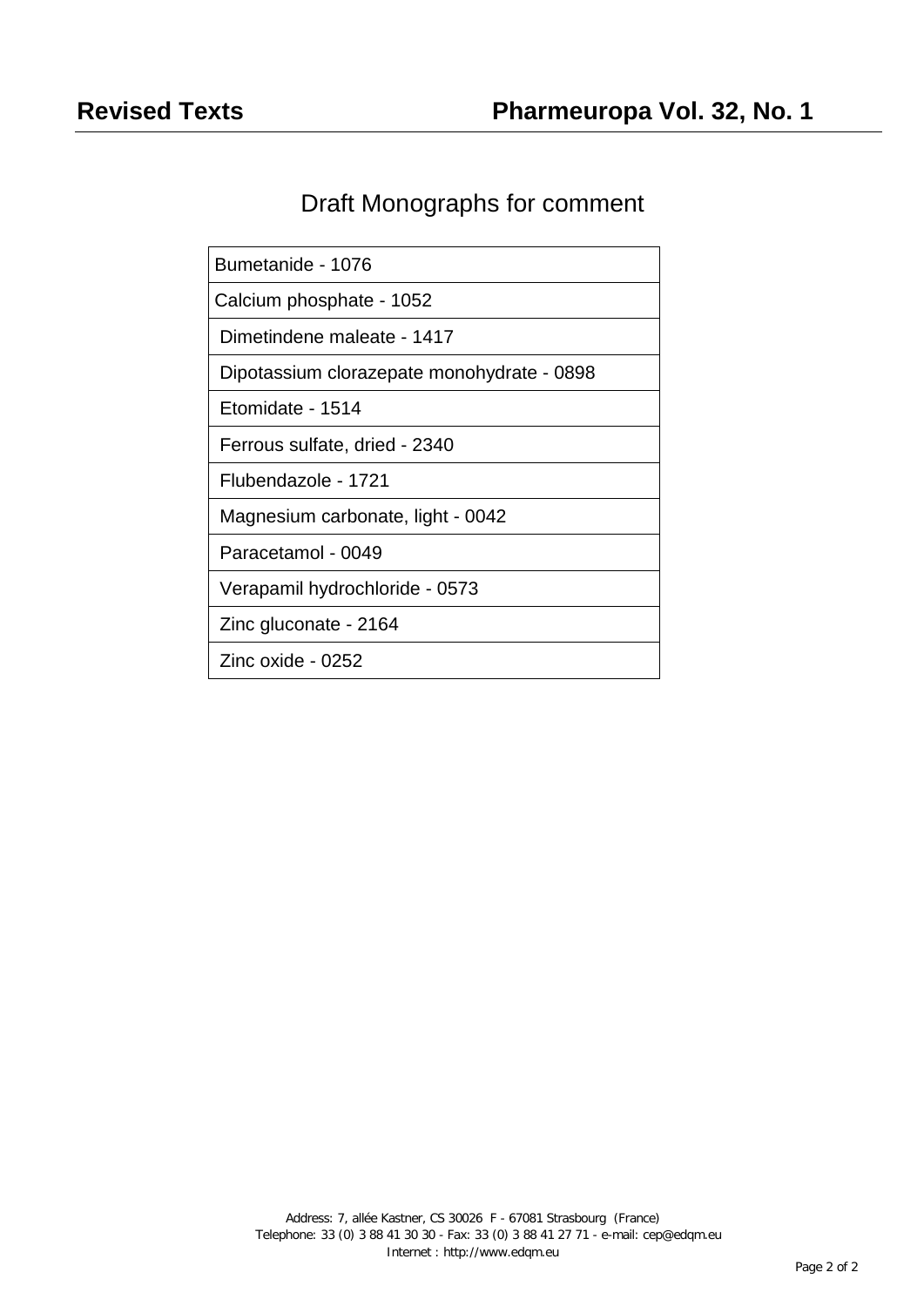## Draft Monographs for comment

| |
|---|
| Bumetanide - 1076 |
| Calcium phosphate - 1052 |
| Dimetindene maleate - 1417 |
| Dipotassium clorazepate monohydrate - 0898 |
| Etomidate - 1514 |
| Ferrous sulfate, dried - 2340 |
| Flubendazole - 1721 |
| Magnesium carbonate, light - 0042 |
| Paracetamol - 0049 |
| Verapamil hydrochloride - 0573 |
| Zinc gluconate - 2164 |
| Zinc oxide - 0252 |

Address: 7, allée Kastner, CS 30026 F - 67081 Strasbourg (France)
Telephone: 33 (0) 3 88 41 30 30 - Fax: 33 (0) 3 88 41 27 71 - e-mail: cep@edqm.eu
Internet : http://www.edqm.eu